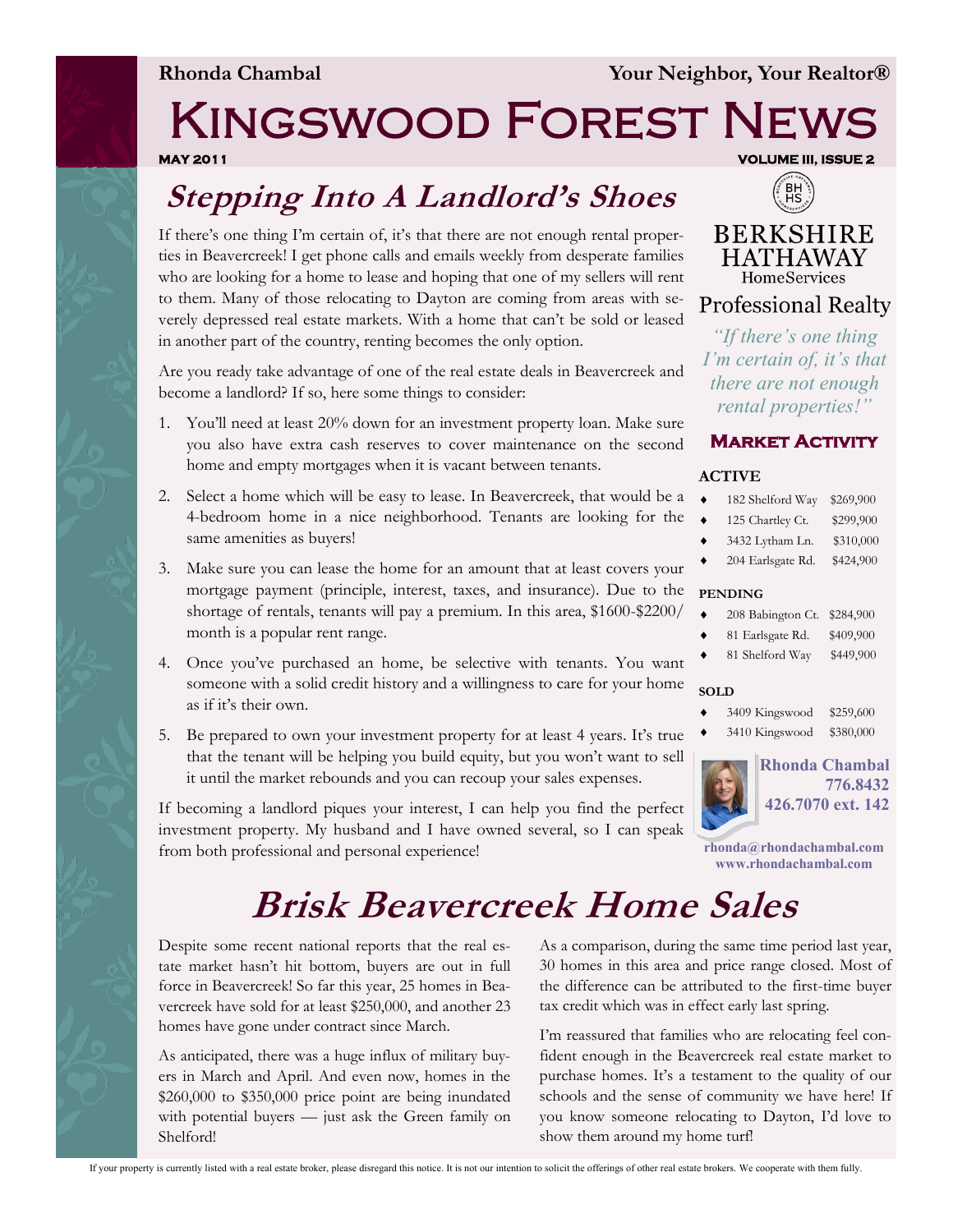**Rhonda Chambal** **Your Neighbor, Your Realtor®**

# Kingswood Forest News

**MAY 2011** **VOLUME III, ISSUE 2**

## Stepping Into A Landlord's Shoes

If there's one thing I'm certain of, it's that there are not enough rental properties in Beavercreek! I get phone calls and emails weekly from desperate families who are looking for a home to lease and hoping that one of my sellers will rent to them. Many of those relocating to Dayton are coming from areas with severely depressed real estate markets. With a home that can't be sold or leased in another part of the country, renting becomes the only option.

Are you ready take advantage of one of the real estate deals in Beavercreek and become a landlord? If so, here some things to consider:

1. You'll need at least 20% down for an investment property loan. Make sure you also have extra cash reserves to cover maintenance on the second home and empty mortgages when it is vacant between tenants.
2. Select a home which will be easy to lease. In Beavercreek, that would be a 4-bedroom home in a nice neighborhood. Tenants are looking for the same amenities as buyers!
3. Make sure you can lease the home for an amount that at least covers your mortgage payment (principle, interest, taxes, and insurance). Due to the shortage of rentals, tenants will pay a premium. In this area, $1600-$2200/month is a popular rent range.
4. Once you've purchased an home, be selective with tenants. You want someone with a solid credit history and a willingness to care for your home as if it's their own.
5. Be prepared to own your investment property for at least 4 years. It's true that the tenant will be helping you build equity, but you won't want to sell it until the market rebounds and you can recoup your sales expenses.

If becoming a landlord piques your interest, I can help you find the perfect investment property. My husband and I have owned several, so I can speak from both professional and personal experience!

BERKSHIRE HATHAWAY HomeServices
Professional Realty

*"If there's one thing I'm certain of, it's that there are not enough rental properties!"*

### Market Activity

**ACTIVE**

- 182 Shelford Way $269,900
- 125 Chartley Ct. $299,900
- 3432 Lytham Ln. $310,000
- 204 Earlsgate Rd. $424,900

**PENDING**

- 208 Babington Ct. $284,900
- 81 Earlsgate Rd. $409,900
- 81 Shelford Way $449,900

**SOLD**

- 3409 Kingswood $259,600
- 3410 Kingswood $380,000

**Rhonda Chambal**
**776.8432**
**426.7070 ext. 142**

**rhonda@rhondachambal.com**
**www.rhondachambal.com**

## Brisk Beavercreek Home Sales

Despite some recent national reports that the real estate market hasn't hit bottom, buyers are out in full force in Beavercreek! So far this year, 25 homes in Beavercreek have sold for at least $250,000, and another 23 homes have gone under contract since March.

As anticipated, there was a huge influx of military buyers in March and April. And even now, homes in the $260,000 to $350,000 price point are being inundated with potential buyers — just ask the Green family on Shelford!

As a comparison, during the same time period last year, 30 homes in this area and price range closed. Most of the difference can be attributed to the first-time buyer tax credit which was in effect early last spring.

I'm reassured that families who are relocating feel confident enough in the Beavercreek real estate market to purchase homes. It's a testament to the quality of our schools and the sense of community we have here! If you know someone relocating to Dayton, I'd love to show them around my home turf!

If your property is currently listed with a real estate broker, please disregard this notice. It is not our intention to solicit the offerings of other real estate brokers. We cooperate with them fully.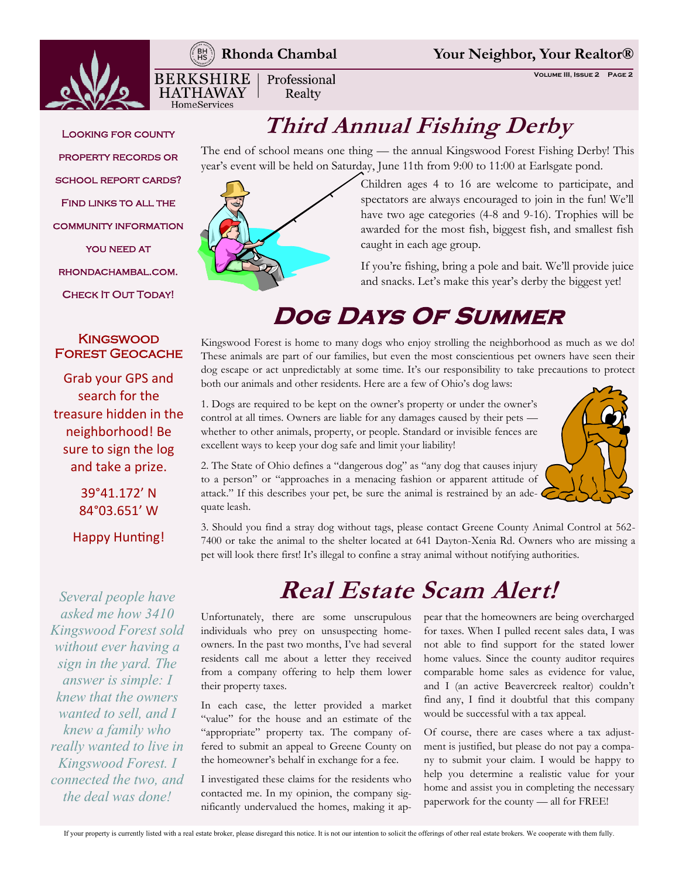Rhonda Chambal

Your Neighbor, Your Realtor®

BERKSHIRE HATHAWAY HomeServices | Professional Realty

# Third Annual Fishing Derby

The end of school means one thing — the annual Kingswood Forest Fishing Derby! This year's event will be held on Saturday, June 11th from 9:00 to 11:00 at Earlsgate pond.

Children ages 4 to 16 are welcome to participate, and spectators are always encouraged to join in the fun! We'll have two age categories (4-8 and 9-16). Trophies will be awarded for the most fish, biggest fish, and smallest fish caught in each age group.

If you're fishing, bring a pole and bait. We'll provide juice and snacks. Let's make this year's derby the biggest yet!

# Dog Days Of Summer

Kingswood Forest is home to many dogs who enjoy strolling the neighborhood as much as we do! These animals are part of our families, but even the most conscientious pet owners have seen their dog escape or act unpredictably at some time. It's our responsibility to take precautions to protect both our animals and other residents. Here are a few of Ohio's dog laws:

1. Dogs are required to be kept on the owner's property or under the owner's control at all times. Owners are liable for any damages caused by their pets — whether to other animals, property, or people. Standard or invisible fences are excellent ways to keep your dog safe and limit your liability!

2. The State of Ohio defines a "dangerous dog" as "any dog that causes injury to a person" or "approaches in a menacing fashion or apparent attitude of attack." If this describes your pet, be sure the animal is restrained by an adequate leash.

3. Should you find a stray dog without tags, please contact Greene County Animal Control at 562-7400 or take the animal to the shelter located at 641 Dayton-Xenia Rd. Owners who are missing a pet will look there first! It's illegal to confine a stray animal without notifying authorities.

# Real Estate Scam Alert!

Unfortunately, there are some unscrupulous individuals who prey on unsuspecting homeowners. In the past two months, I've had several residents call me about a letter they received from a company offering to help them lower their property taxes.

In each case, the letter provided a market "value" for the house and an estimate of the "appropriate" property tax. The company offered to submit an appeal to Greene County on the homeowner's behalf in exchange for a fee.

I investigated these claims for the residents who contacted me. In my opinion, the company significantly undervalued the homes, making it appear that the homeowners are being overcharged for taxes. When I pulled recent sales data, I was not able to find support for the stated lower home values. Since the county auditor requires comparable home sales as evidence for value, and I (an active Beavercreek realtor) couldn't find any, I find it doubtful that this company would be successful with a tax appeal.

Of course, there are cases where a tax adjustment is justified, but please do not pay a company to submit your claim. I would be happy to help you determine a realistic value for your home and assist you in completing the necessary paperwork for the county — all for FREE!

---

**Looking for county property records or school report cards? Find links to all the community information you need at rhondachambal.com. Check It Out Today!**

## Kingswood Forest Geocache

Grab your GPS and search for the treasure hidden in the neighborhood! Be sure to sign the log and take a prize.

39°41.172' N
84°03.651' W

Happy Hunting!

*Several people have asked me how 3410 Kingswood Forest sold without ever having a sign in the yard. The answer is simple: I knew that the owners wanted to sell, and I knew a family who really wanted to live in Kingswood Forest. I connected the two, and the deal was done!*

If your property is currently listed with a real estate broker, please disregard this notice. It is not our intention to solicit the offerings of other real estate brokers. We cooperate with them fully.